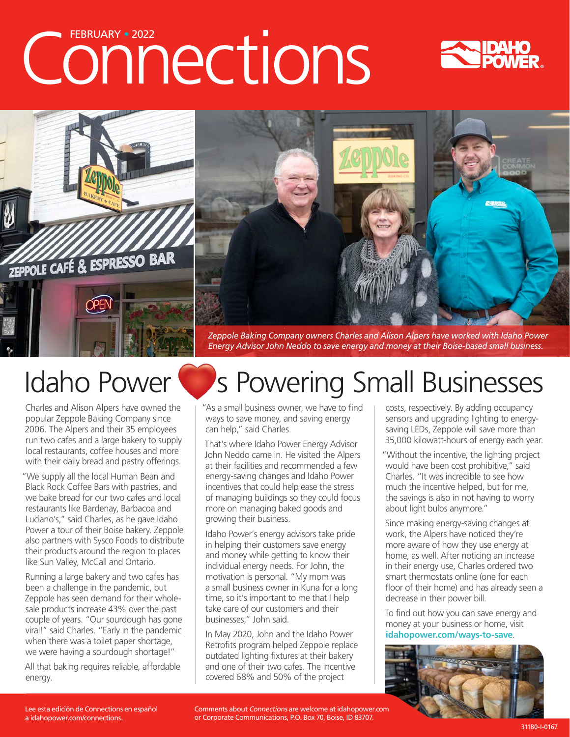FEBRUARY • 2022

# Connections

*Zeppole Baking Company owners Charles and Alison Alpers have worked with Idaho Power Energy Advisor John Neddo to save energy and money at their Boise-based small business.*

## Idaho Power ❤s Powering Small Businesses

Charles and Alison Alpers have owned the popular Zeppole Baking Company since 2006. The Alpers and their 35 employees run two cafes and a large bakery to supply local restaurants, coffee houses and more with their daily bread and pastry offerings.

"We supply all the local Human Bean and Black Rock Coffee Bars with pastries, and we bake bread for our two cafes and local restaurants like Bardenay, Barbacoa and Luciano's," said Charles, as he gave Idaho Power a tour of their Boise bakery. Zeppole also partners with Sysco Foods to distribute their products around the region to places like Sun Valley, McCall and Ontario.

Running a large bakery and two cafes has been a challenge in the pandemic, but Zeppole has seen demand for their wholesale products increase 43% over the past couple of years. "Our sourdough has gone viral!" said Charles. "Early in the pandemic when there was a toilet paper shortage, we were having a sourdough shortage!"

All that baking requires reliable, affordable energy.

"As a small business owner, we have to find ways to save money, and saving energy can help," said Charles.

That's where Idaho Power Energy Advisor John Neddo came in. He visited the Alpers at their facilities and recommended a few energy-saving changes and Idaho Power incentives that could help ease the stress of managing buildings so they could focus more on managing baked goods and growing their business.

Idaho Power's energy advisors take pride in helping their customers save energy and money while getting to know their individual energy needs. For John, the motivation is personal. "My mom was a small business owner in Kuna for a long time, so it's important to me that I help take care of our customers and their businesses," John said.

In May 2020, John and the Idaho Power Retrofits program helped Zeppole replace outdated lighting fixtures at their bakery and one of their two cafes. The incentive covered 68% and 50% of the project costs, respectively. By adding occupancy sensors and upgrading lighting to energy-saving LEDs, Zeppole will save more than 35,000 kilowatt-hours of energy each year.

"Without the incentive, the lighting project would have been cost prohibitive," said Charles. "It was incredible to see how much the incentive helped, but for me, the savings is also in not having to worry about light bulbs anymore."

Since making energy-saving changes at work, the Alpers have noticed they're more aware of how they use energy at home, as well. After noticing an increase in their energy use, Charles ordered two smart thermostats online (one for each floor of their home) and has already seen a decrease in their power bill.

To find out how you can save energy and money at your business or home, visit **idahopower.com/ways-to-save**.

Lee esta edición de Connections en español a idahopower.com/connections.

Comments about *Connections* are welcome at idahopower.com or Corporate Communications, P.O. Box 70, Boise, ID 83707.

31180-I-0167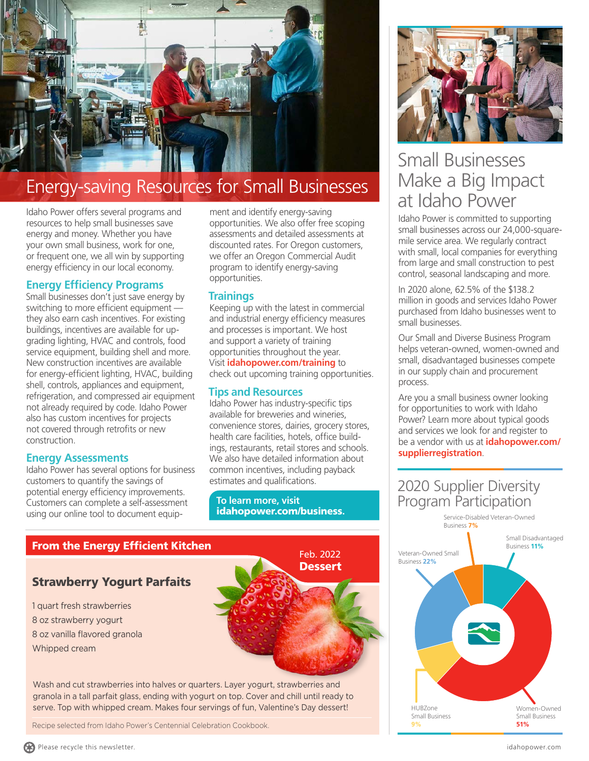# Energy-saving Resources for Small Businesses

Idaho Power offers several programs and resources to help small businesses save energy and money. Whether you have your own small business, work for one, or frequent one, we all win by supporting energy efficiency in our local economy.

## Energy Efficiency Programs

Small businesses don't just save energy by switching to more efficient equipment — they also earn cash incentives. For existing buildings, incentives are available for upgrading lighting, HVAC and controls, food service equipment, building shell and more. New construction incentives are available for energy-efficient lighting, HVAC, building shell, controls, appliances and equipment, refrigeration, and compressed air equipment not already required by code. Idaho Power also has custom incentives for projects not covered through retrofits or new construction.

## Energy Assessments

Idaho Power has several options for business customers to quantify the savings of potential energy efficiency improvements. Customers can complete a self-assessment using our online tool to document equipment and identify energy-saving opportunities. We also offer free scoping assessments and detailed assessments at discounted rates. For Oregon customers, we offer an Oregon Commercial Audit program to identify energy-saving opportunities.

## Trainings

Keeping up with the latest in commercial and industrial energy efficiency measures and processes is important. We host and support a variety of training opportunities throughout the year. Visit **idahopower.com/training** to check out upcoming training opportunities.

## Tips and Resources

Idaho Power has industry-specific tips available for breweries and wineries, convenience stores, dairies, grocery stores, health care facilities, hotels, office buildings, restaurants, retail stores and schools. We also have detailed information about common incentives, including payback estimates and qualifications.

**To learn more, visit idahopower.com/business.**

## From the Energy Efficient Kitchen

Feb. 2022

**Dessert**

### Strawberry Yogurt Parfaits

1 quart fresh strawberries

8 oz strawberry yogurt

8 oz vanilla flavored granola

Whipped cream

Wash and cut strawberries into halves or quarters. Layer yogurt, strawberries and granola in a tall parfait glass, ending with yogurt on top. Cover and chill until ready to serve. Top with whipped cream. Makes four servings of fun, Valentine's Day dessert!

Recipe selected from Idaho Power's Centennial Celebration Cookbook.

# Small Businesses Make a Big Impact at Idaho Power

Idaho Power is committed to supporting small businesses across our 24,000-square-mile service area. We regularly contract with small, local companies for everything from large and small construction to pest control, seasonal landscaping and more.

In 2020 alone, 62.5% of the $138.2 million in goods and services Idaho Power purchased from Idaho businesses went to small businesses.

Our Small and Diverse Business Program helps veteran-owned, women-owned and small, disadvantaged businesses compete in our supply chain and procurement process.

Are you a small business owner looking for opportunities to work with Idaho Power? Learn more about typical goods and services we look for and register to be a vendor with us at **idahopower.com/supplierregistration**.

## 2020 Supplier Diversity Program Participation

Service-Disabled Veteran-Owned Business 7%

Small Disadvantaged Business 11%

Veteran-Owned Small Business 22%

HUBZone Small Business 9%

Women-Owned Small Business 51%

Please recycle this newsletter.